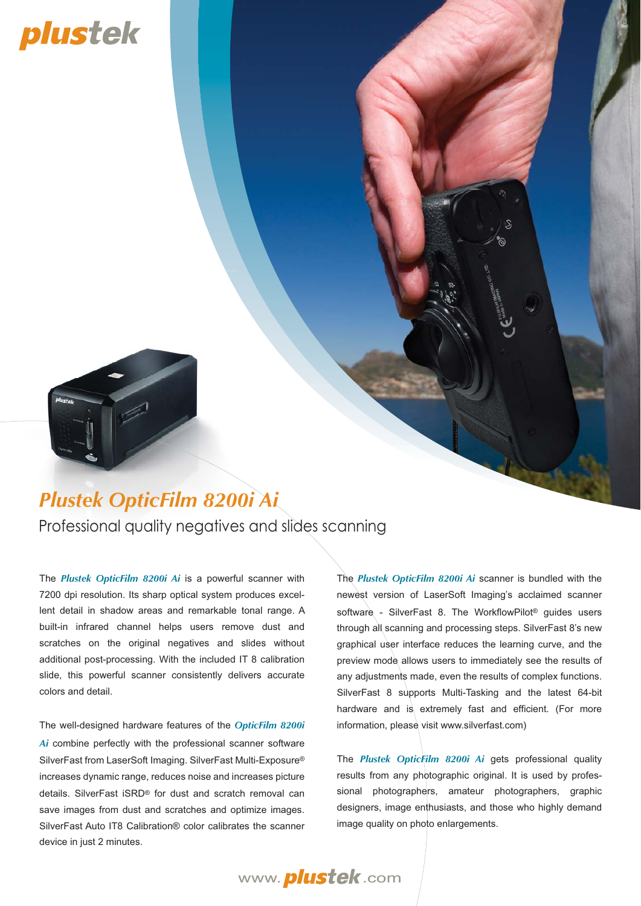plustek

# Plustek OpticFilm 8200i Ai

## Professional quality negatives and slides scanning

The ***Plustek OpticFilm 8200i Ai*** is a powerful scanner with 7200 dpi resolution. Its sharp optical system produces excellent detail in shadow areas and remarkable tonal range. A built-in infrared channel helps users remove dust and scratches on the original negatives and slides without additional post-processing. With the included IT 8 calibration slide, this powerful scanner consistently delivers accurate colors and detail.

The well-designed hardware features of the ***OpticFilm 8200i Ai*** combine perfectly with the professional scanner software SilverFast from LaserSoft Imaging. SilverFast Multi-Exposure® increases dynamic range, reduces noise and increases picture details. SilverFast iSRD® for dust and scratch removal can save images from dust and scratches and optimize images. SilverFast Auto IT8 Calibration® color calibrates the scanner device in just 2 minutes.

The ***Plustek OpticFilm 8200i Ai*** scanner is bundled with the newest version of LaserSoft Imaging's acclaimed scanner software - SilverFast 8. The WorkflowPilot® guides users through all scanning and processing steps. SilverFast 8's new graphical user interface reduces the learning curve, and the preview mode allows users to immediately see the results of any adjustments made, even the results of complex functions. SilverFast 8 supports Multi-Tasking and the latest 64-bit hardware and is extremely fast and efficient. (For more information, please visit www.silverfast.com)

The ***Plustek OpticFilm 8200i Ai*** gets professional quality results from any photographic original. It is used by professional photographers, amateur photographers, graphic designers, image enthusiasts, and those who highly demand image quality on photo enlargements.

www.plustek.com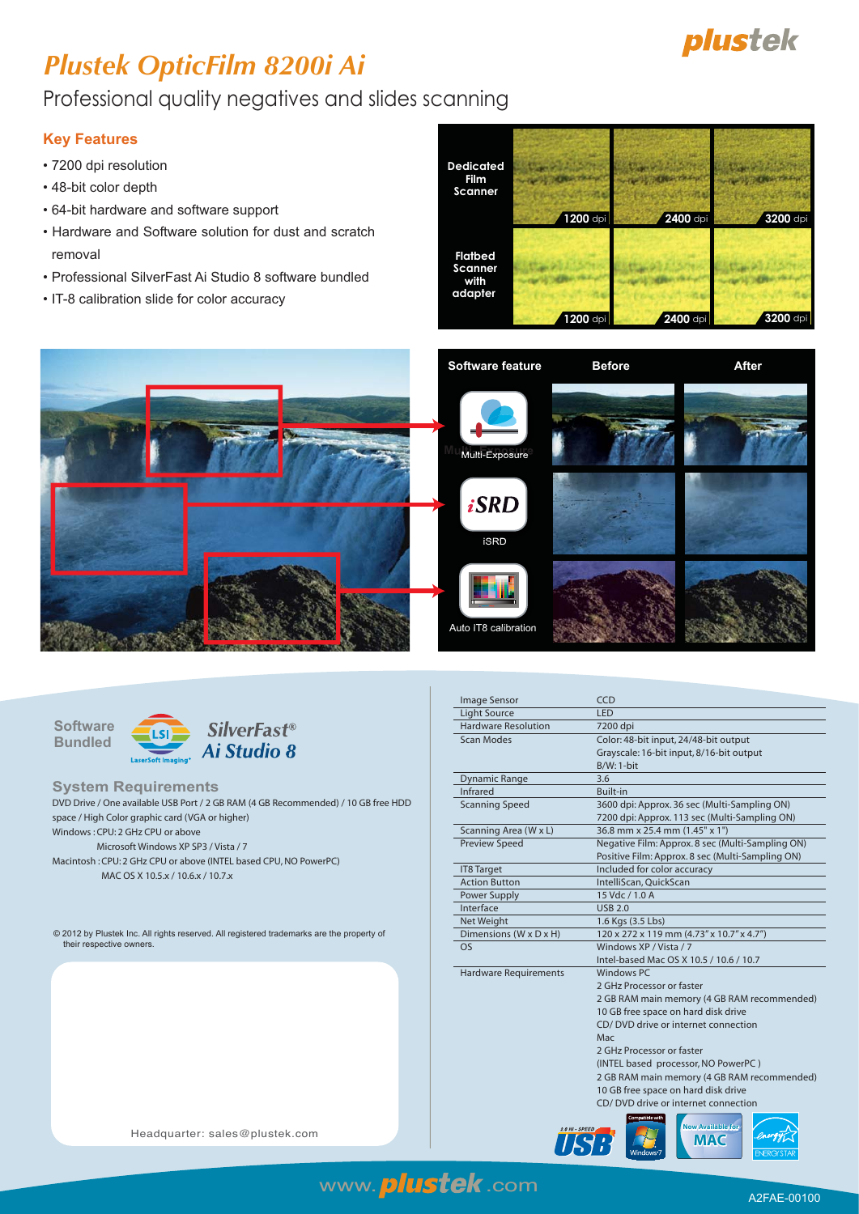# Plustek OpticFilm 8200i Ai

Professional quality negatives and slides scanning

## Key Features

- 7200 dpi resolution
- 48-bit color depth
- 64-bit hardware and software support
- Hardware and Software solution for dust and scratch removal
- Professional SilverFast Ai Studio 8 software bundled
- IT-8 calibration slide for color accuracy

Dedicated Film Scanner
1200 dpi
2400 dpi
3200 dpi

Flatbed Scanner with adapter
1200 dpi
2400 dpi
3200 dpi

Software feature
Before
After

Multi-Exposure

iSRD

Auto IT8 calibration

Software Bundled

SilverFast® Ai Studio 8

## System Requirements

DVD Drive / One available USB Port / 2 GB RAM (4 GB Recommended) / 10 GB free HDD space / High Color graphic card (VGA or higher)

Windows : CPU: 2 GHz CPU or above
Microsoft Windows XP SP3 / Vista / 7

Macintosh : CPU: 2 GHz CPU or above (INTEL based CPU, NO PowerPC)
MAC OS X 10.5.x / 10.6.x / 10.7.x

© 2012 by Plustek Inc. All rights reserved. All registered trademarks are the property of their respective owners.

Headquarter: sales@plustek.com

| | |
|---|---|
| Image Sensor | CCD |
| Light Source | LED |
| Hardware Resolution | 7200 dpi |
| Scan Modes | Color: 48-bit input, 24/48-bit output<br>Grayscale: 16-bit input, 8/16-bit output<br>B/W: 1-bit |
| Dynamic Range | 3.6 |
| Infrared | Built-in |
| Scanning Speed | 3600 dpi: Approx. 36 sec (Multi-Sampling ON)<br>7200 dpi: Approx. 113 sec (Multi-Sampling ON) |
| Scanning Area (W x L) | 36.8 mm x 25.4 mm (1.45" x 1") |
| Preview Speed | Negative Film: Approx. 8 sec (Multi-Sampling ON)<br>Positive Film: Approx. 8 sec (Multi-Sampling ON) |
| IT8 Target | Included for color accuracy |
| Action Button | IntelliScan, QuickScan |
| Power Supply | 15 Vdc / 1.0 A |
| Interface | USB 2.0 |
| Net Weight | 1.6 Kgs (3.5 Lbs) |
| Dimensions (W x D x H) | 120 x 272 x 119 mm (4.73" x 10.7" x 4.7") |
| OS | Windows XP / Vista / 7<br>Intel-based Mac OS X 10.5 / 10.6 / 10.7 |
| Hardware Requirements | Windows PC<br>2 GHz Processor or faster<br>2 GB RAM main memory (4 GB RAM recommended)<br>10 GB free space on hard disk drive<br>CD/ DVD drive or internet connection<br>Mac<br>2 GHz Processor or faster<br>(INTEL based processor, NO PowerPC )<br>2 GB RAM main memory (4 GB RAM recommended)<br>10 GB free space on hard disk drive<br>CD/ DVD drive or internet connection |

www.plustek.com

A2FAE-00100